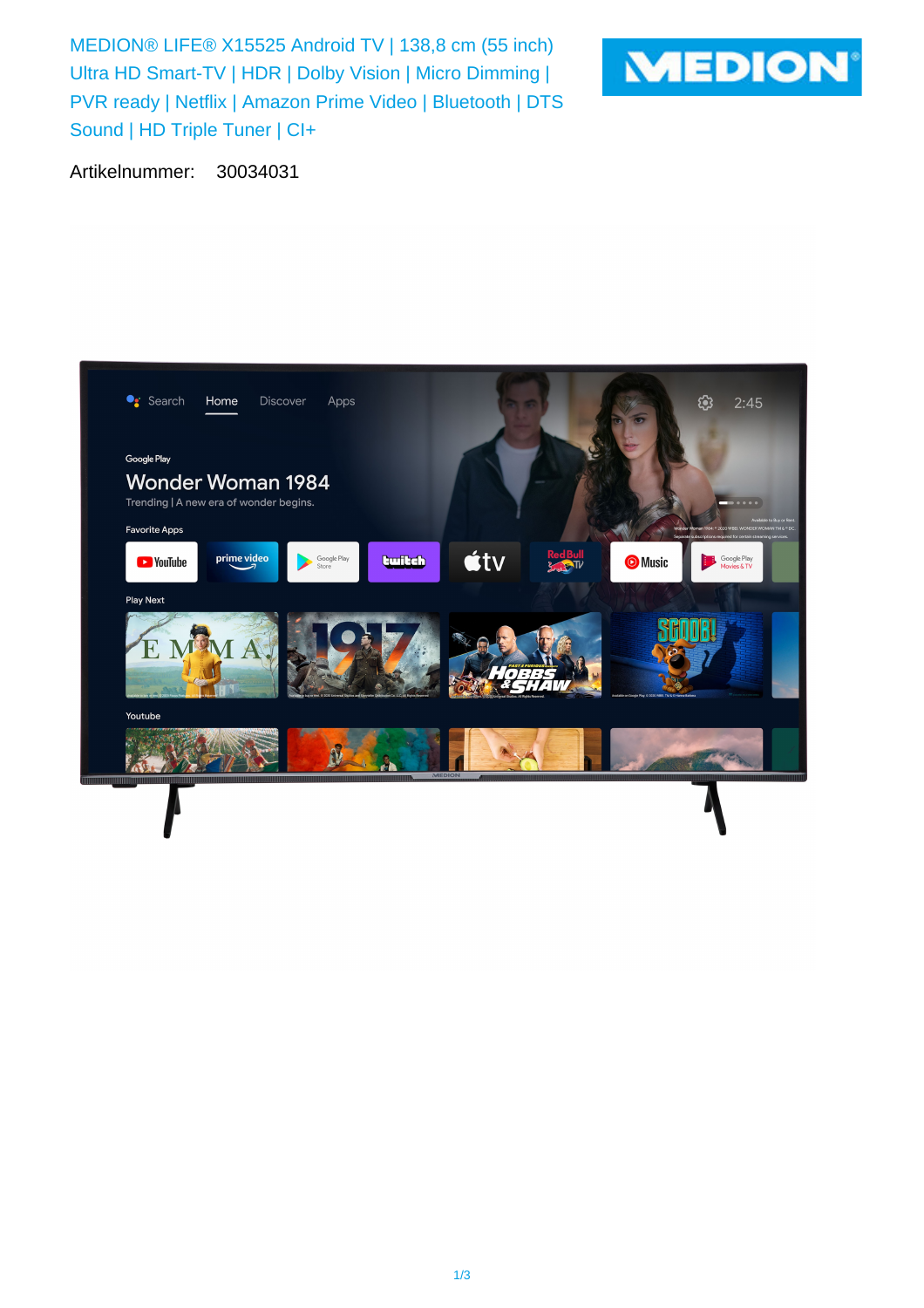# MEDION® LIFE® X15525 Android TV | 138,8 cm (55 inch) Ultra HD Smart-TV | HDR | Dolby Vision | Micro Dimming | PVR ready | Netflix | Amazon Prime Video | Bluetooth | DTS Sound | HD Triple Tuner | CI+

Artikelnummer: 30034031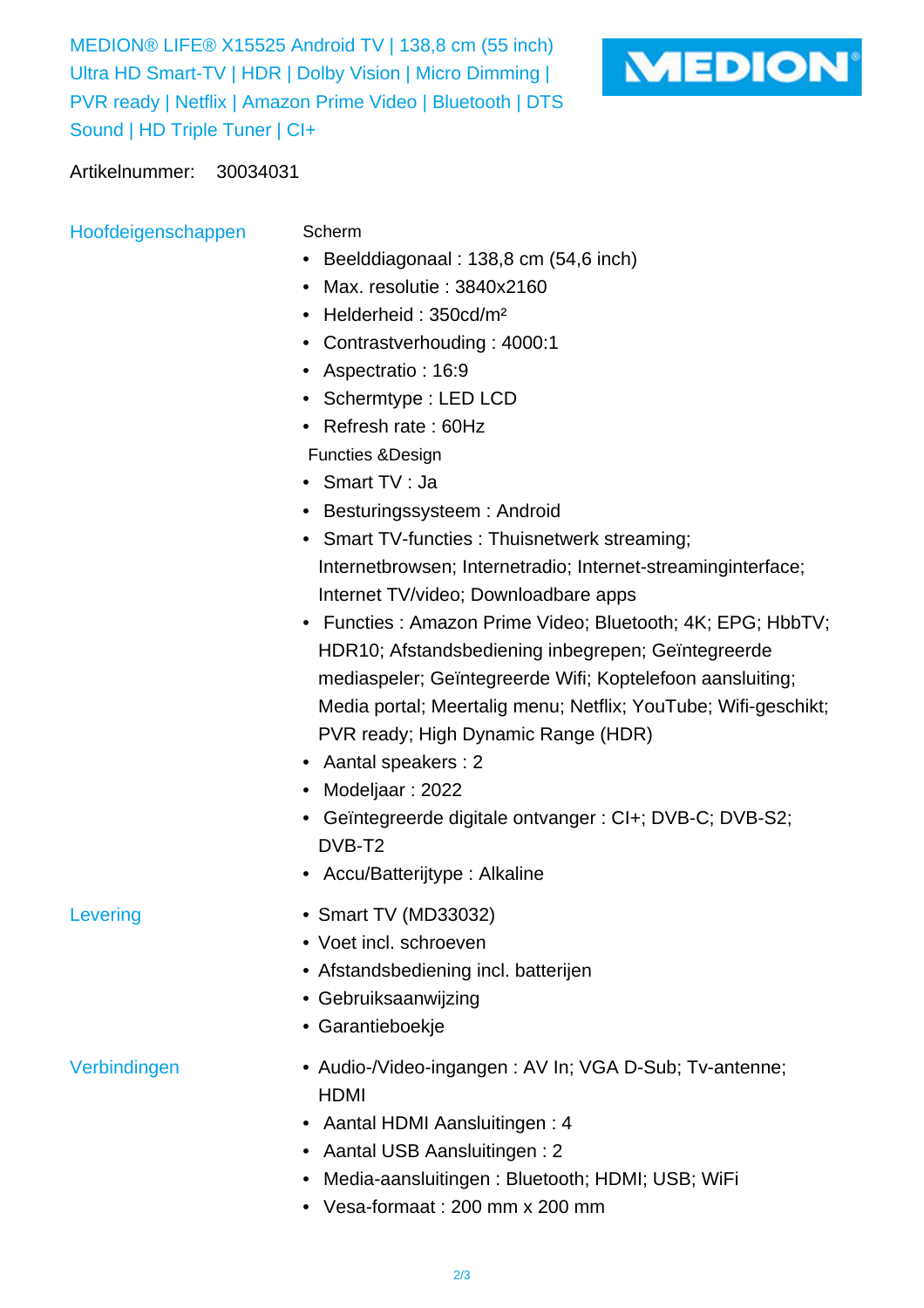MEDION® LIFE® X15525 Android TV | 138,8 cm (55 inch) Ultra HD Smart-TV | HDR | Dolby Vision | Micro Dimming | PVR ready | Netflix | Amazon Prime Video | Bluetooth | DTS Sound | HD Triple Tuner | CI+

MEDION®

Artikelnummer: 30034031

## Hoofdeigenschappen

Scherm

- Beelddiagonaal : 138,8 cm (54,6 inch)
- Max. resolutie : 3840x2160
- Helderheid : 350cd/m²
- Contrastverhouding : 4000:1
- Aspectratio : 16:9
- Schermtype : LED LCD
- Refresh rate : 60Hz

Functies &Design

- Smart TV : Ja
- Besturingssysteem : Android
- Smart TV-functies : Thuisnetwerk streaming; Internetbrowsen; Internetradio; Internet-streaminginterface; Internet TV/video; Downloadbare apps
- Functies : Amazon Prime Video; Bluetooth; 4K; EPG; HbbTV; HDR10; Afstandsbediening inbegrepen; Geïntegreerde mediaspeler; Geïntegreerde Wifi; Koptelefoon aansluiting; Media portal; Meertalig menu; Netflix; YouTube; Wifi-geschikt; PVR ready; High Dynamic Range (HDR)
- Aantal speakers : 2
- Modeljaar : 2022
- Geïntegreerde digitale ontvanger : CI+; DVB-C; DVB-S2; DVB-T2
- Accu/Batterijtype : Alkaline

## Levering

- Smart TV (MD33032)
- Voet incl. schroeven
- Afstandsbediening incl. batterijen
- Gebruiksaanwijzing
- Garantieboekje

## Verbindingen

- Audio-/Video-ingangen : AV In; VGA D-Sub; Tv-antenne; HDMI
- Aantal HDMI Aansluitingen : 4
- Aantal USB Aansluitingen : 2
- Media-aansluitingen : Bluetooth; HDMI; USB; WiFi
- Vesa-formaat : 200 mm x 200 mm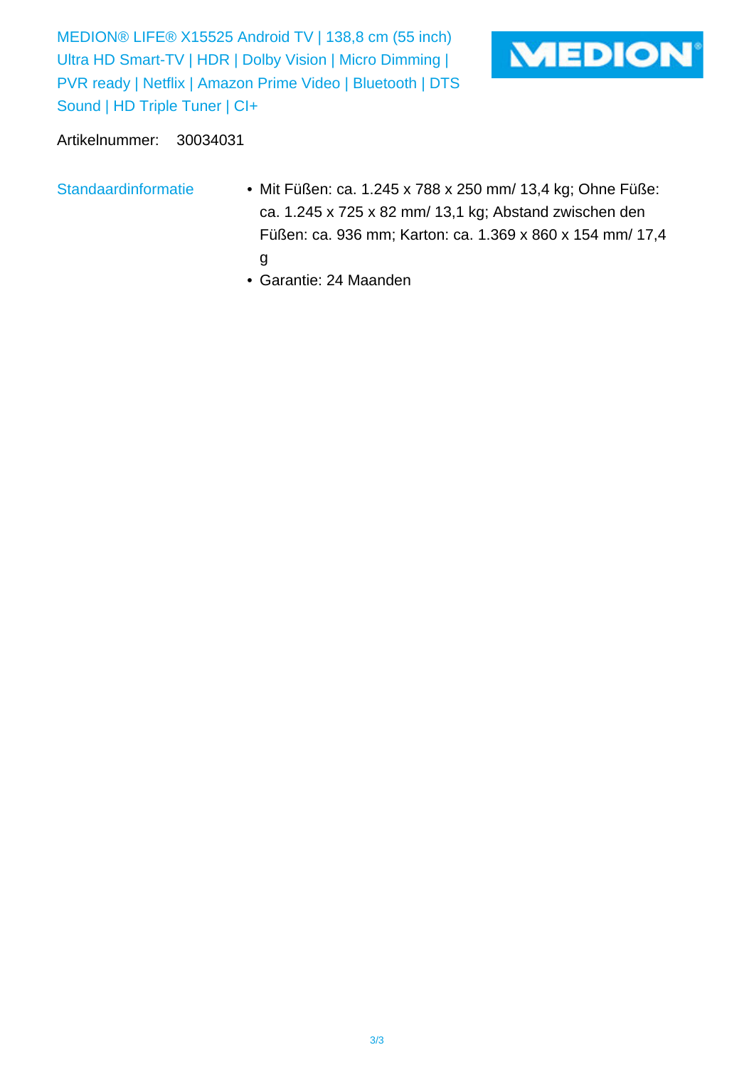MEDION® LIFE® X15525 Android TV | 138,8 cm (55 inch) Ultra HD Smart-TV | HDR | Dolby Vision | Micro Dimming | PVR ready | Netflix | Amazon Prime Video | Bluetooth | DTS Sound | HD Triple Tuner | CI+

MEDION

Artikelnummer: 30034031

**Standaardinformatie**

- Mit Füßen: ca. 1.245 x 788 x 250 mm/ 13,4 kg; Ohne Füße: ca. 1.245 x 725 x 82 mm/ 13,1 kg; Abstand zwischen den Füßen: ca. 936 mm; Karton: ca. 1.369 x 860 x 154 mm/ 17,4 g
- Garantie: 24 Maanden